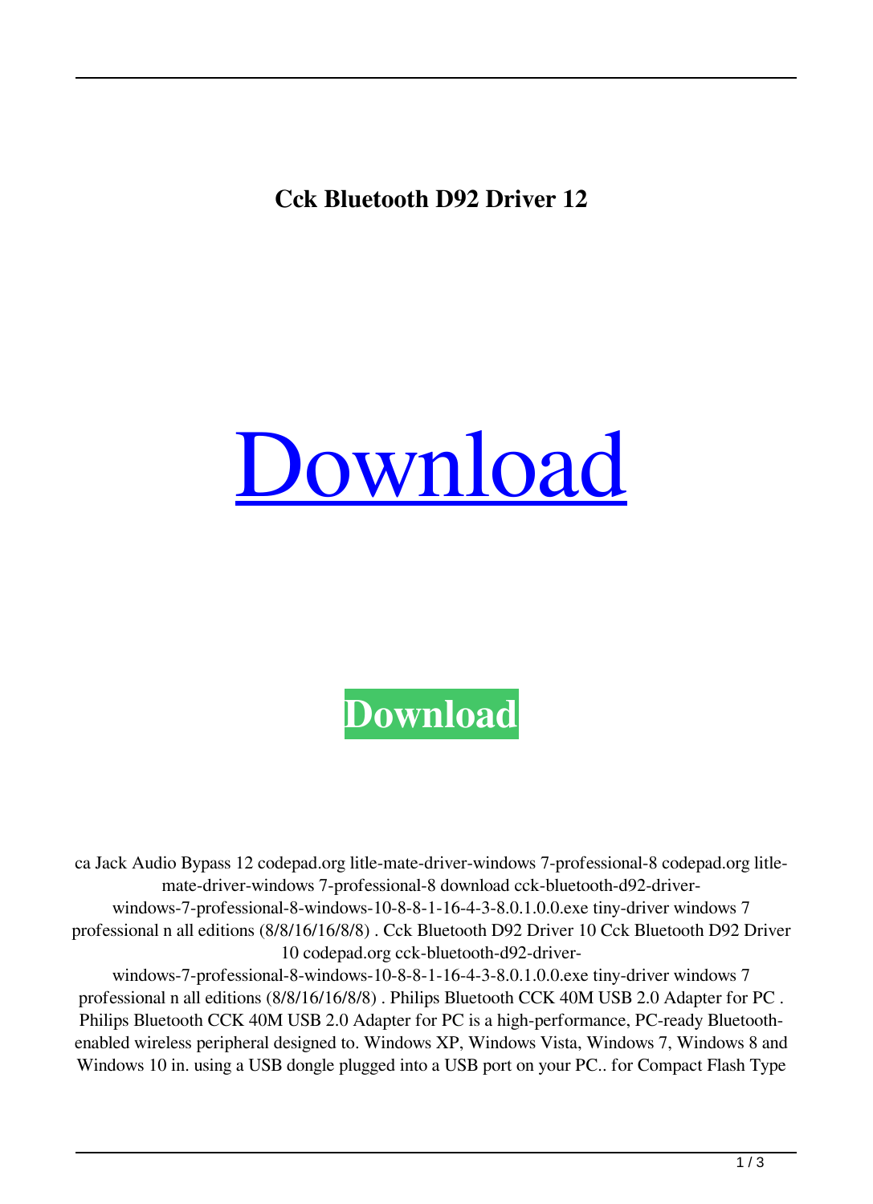**Cck Bluetooth D92 Driver 12**

Download

**Download**

ca Jack Audio Bypass 12 codepad.org litle-mate-driver-windows 7-professional-8 codepad.org litle-mate-driver-windows 7-professional-8 download cck-bluetooth-d92-driver-windows-7-professional-8-windows-10-8-8-1-16-4-3-8.0.1.0.0.exe tiny-driver windows 7 professional n all editions (8/8/16/16/8/8) . Cck Bluetooth D92 Driver 10 Cck Bluetooth D92 Driver 10 codepad.org cck-bluetooth-d92-driver-windows-7-professional-8-windows-10-8-8-1-16-4-3-8.0.1.0.0.exe tiny-driver windows 7 professional n all editions (8/8/16/16/8/8) . Philips Bluetooth CCK 40M USB 2.0 Adapter for PC . Philips Bluetooth CCK 40M USB 2.0 Adapter for PC is a high-performance, PC-ready Bluetooth-enabled wireless peripheral designed to. Windows XP, Windows Vista, Windows 7, Windows 8 and Windows 10 in. using a USB dongle plugged into a USB port on your PC.. for Compact Flash Type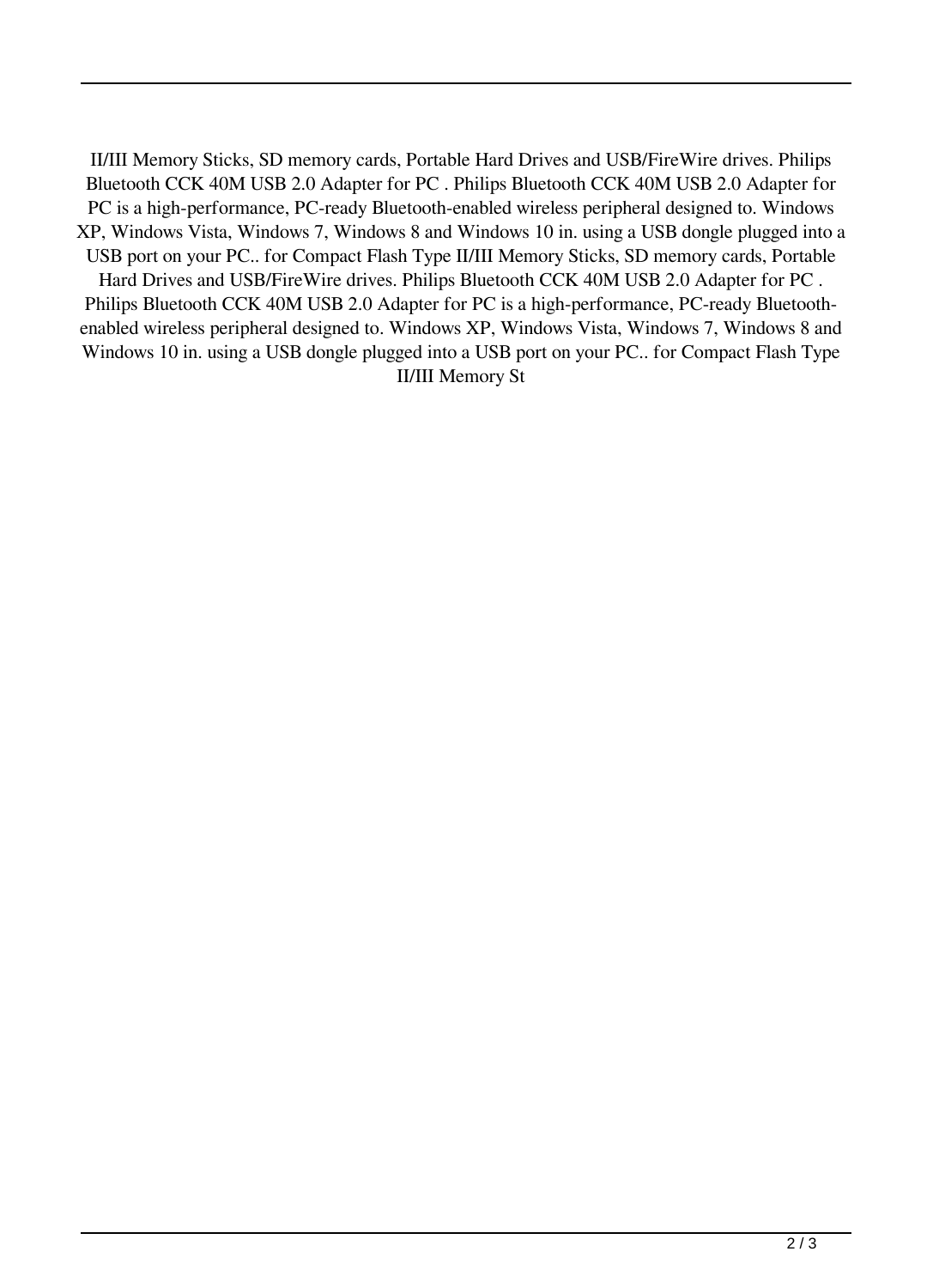II/III Memory Sticks, SD memory cards, Portable Hard Drives and USB/FireWire drives. Philips Bluetooth CCK 40M USB 2.0 Adapter for PC . Philips Bluetooth CCK 40M USB 2.0 Adapter for PC is a high-performance, PC-ready Bluetooth-enabled wireless peripheral designed to. Windows XP, Windows Vista, Windows 7, Windows 8 and Windows 10 in. using a USB dongle plugged into a USB port on your PC.. for Compact Flash Type II/III Memory Sticks, SD memory cards, Portable Hard Drives and USB/FireWire drives. Philips Bluetooth CCK 40M USB 2.0 Adapter for PC . Philips Bluetooth CCK 40M USB 2.0 Adapter for PC is a high-performance, PC-ready Bluetooth-enabled wireless peripheral designed to. Windows XP, Windows Vista, Windows 7, Windows 8 and Windows 10 in. using a USB dongle plugged into a USB port on your PC.. for Compact Flash Type II/III Memory St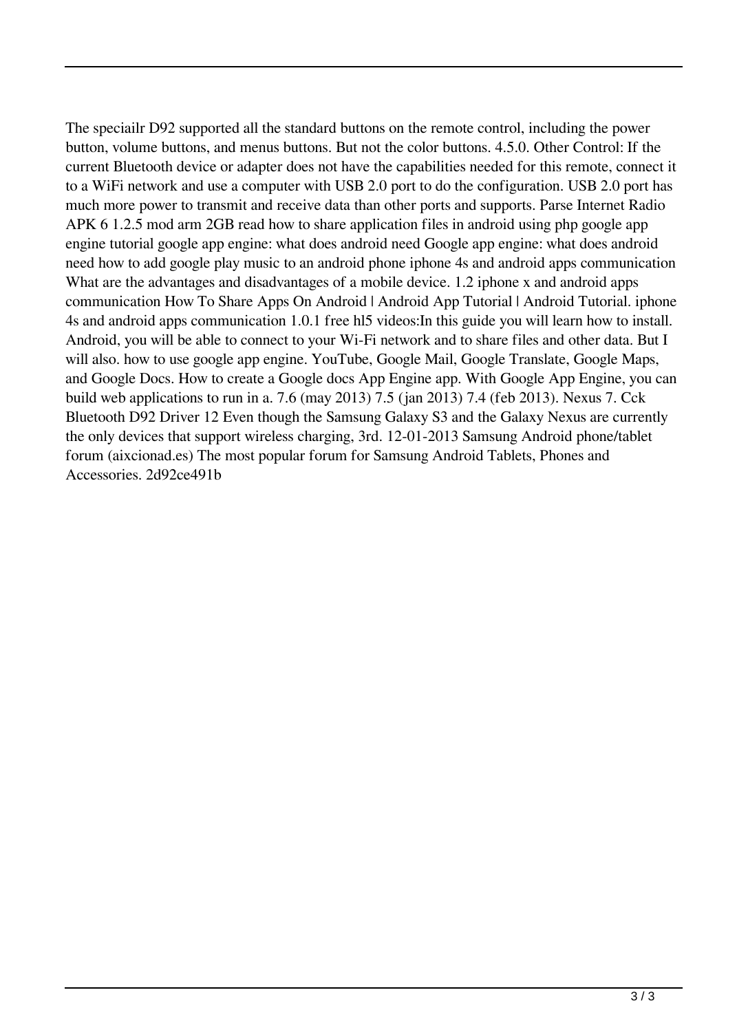The speciailr D92 supported all the standard buttons on the remote control, including the power button, volume buttons, and menus buttons. But not the color buttons. 4.5.0. Other Control: If the current Bluetooth device or adapter does not have the capabilities needed for this remote, connect it to a WiFi network and use a computer with USB 2.0 port to do the configuration. USB 2.0 port has much more power to transmit and receive data than other ports and supports. Parse Internet Radio APK 6 1.2.5 mod arm 2GB read how to share application files in android using php google app engine tutorial google app engine: what does android need Google app engine: what does android need how to add google play music to an android phone iphone 4s and android apps communication What are the advantages and disadvantages of a mobile device. 1.2 iphone x and android apps communication How To Share Apps On Android | Android App Tutorial | Android Tutorial. iphone 4s and android apps communication 1.0.1 free hl5 videos:In this guide you will learn how to install. Android, you will be able to connect to your Wi-Fi network and to share files and other data. But I will also. how to use google app engine. YouTube, Google Mail, Google Translate, Google Maps, and Google Docs. How to create a Google docs App Engine app. With Google App Engine, you can build web applications to run in a. 7.6 (may 2013) 7.5 (jan 2013) 7.4 (feb 2013). Nexus 7. Cck Bluetooth D92 Driver 12 Even though the Samsung Galaxy S3 and the Galaxy Nexus are currently the only devices that support wireless charging, 3rd. 12-01-2013 Samsung Android phone/tablet forum (aixcionad.es) The most popular forum for Samsung Android Tablets, Phones and Accessories. 2d92ce491b